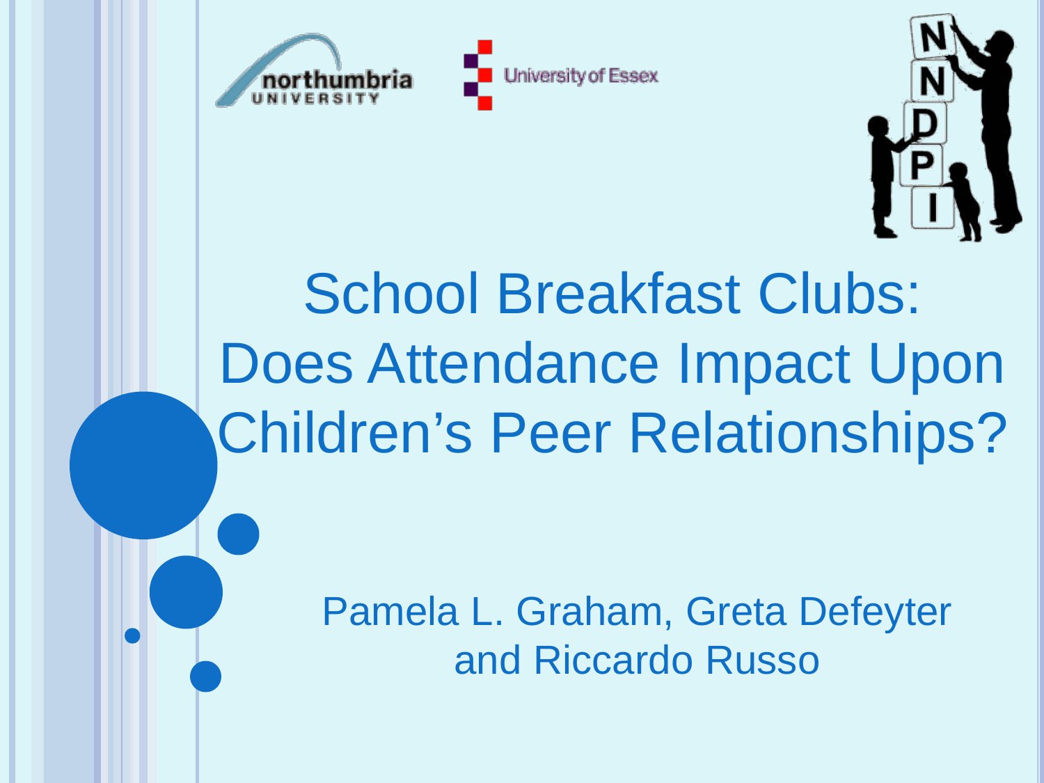northumbria UNIVERSITY

University of Essex

NNDPI

# School Breakfast Clubs: Does Attendance Impact Upon Children's Peer Relationships?

Pamela L. Graham, Greta Defeyter and Riccardo Russo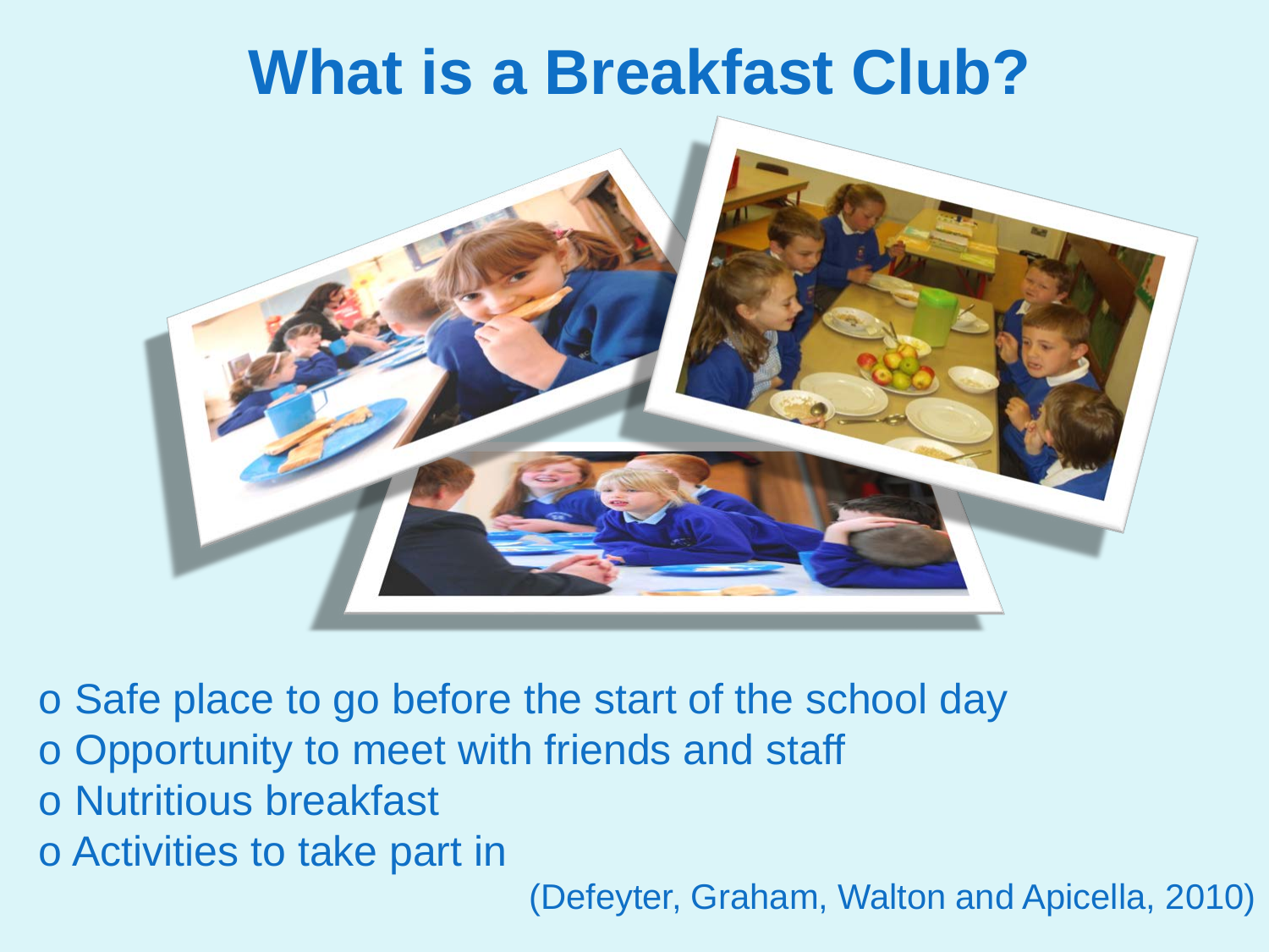# What is a Breakfast Club?

- Safe place to go before the start of the school day
- Opportunity to meet with friends and staff
- Nutritious breakfast
- Activities to take part in

(Defeyter, Graham, Walton and Apicella, 2010)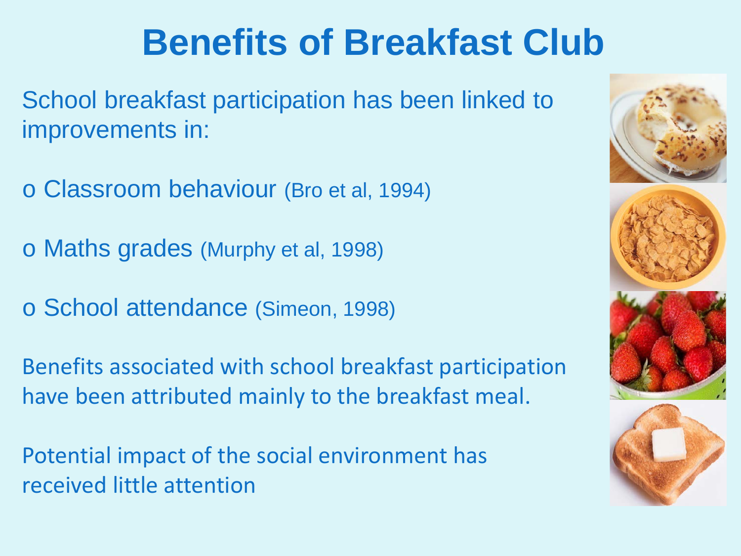# Benefits of Breakfast Club

School breakfast participation has been linked to improvements in:

- Classroom behaviour (Bro et al, 1994)
- Maths grades (Murphy et al, 1998)
- School attendance (Simeon, 1998)

Benefits associated with school breakfast participation have been attributed mainly to the breakfast meal.

Potential impact of the social environment has received little attention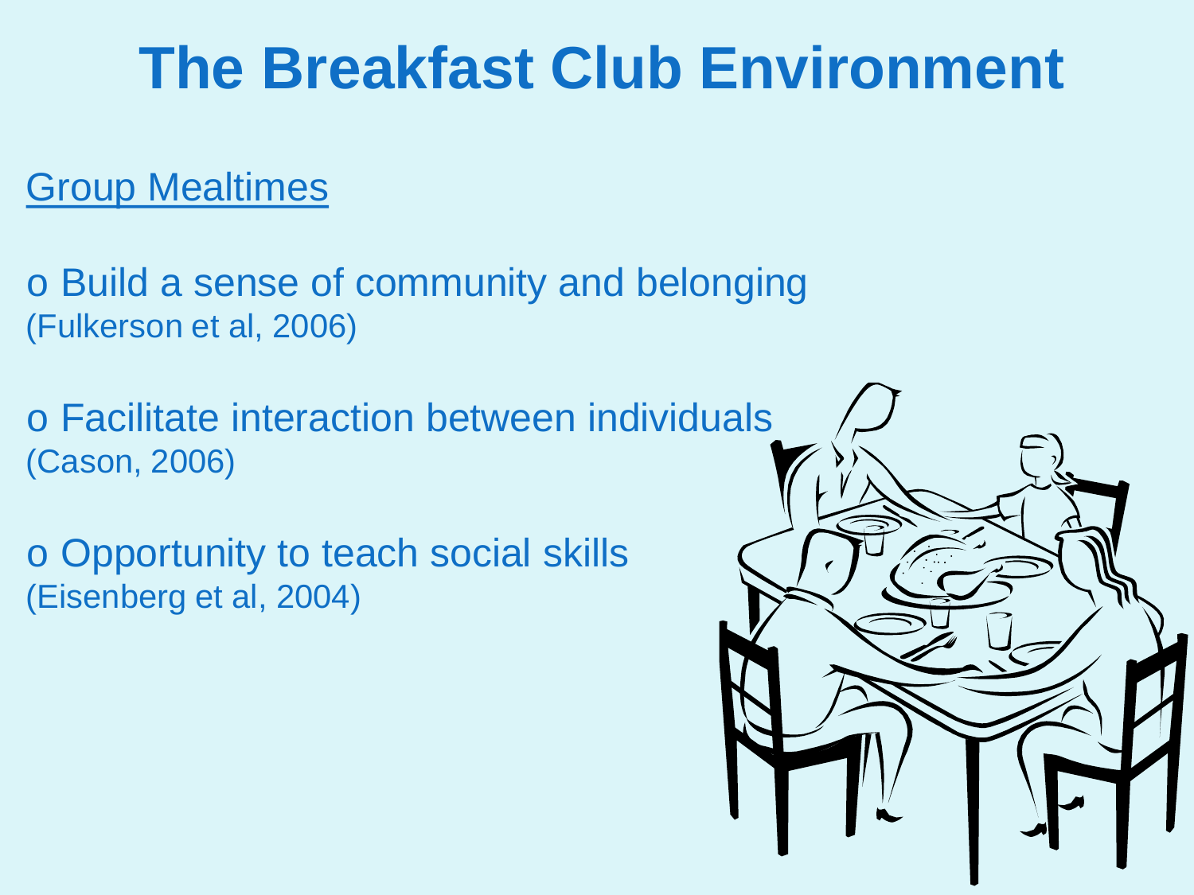# The Breakfast Club Environment

<u>Group Mealtimes</u>

- Build a sense of community and belonging (Fulkerson et al, 2006)
- Facilitate interaction between individuals (Cason, 2006)
- Opportunity to teach social skills (Eisenberg et al, 2004)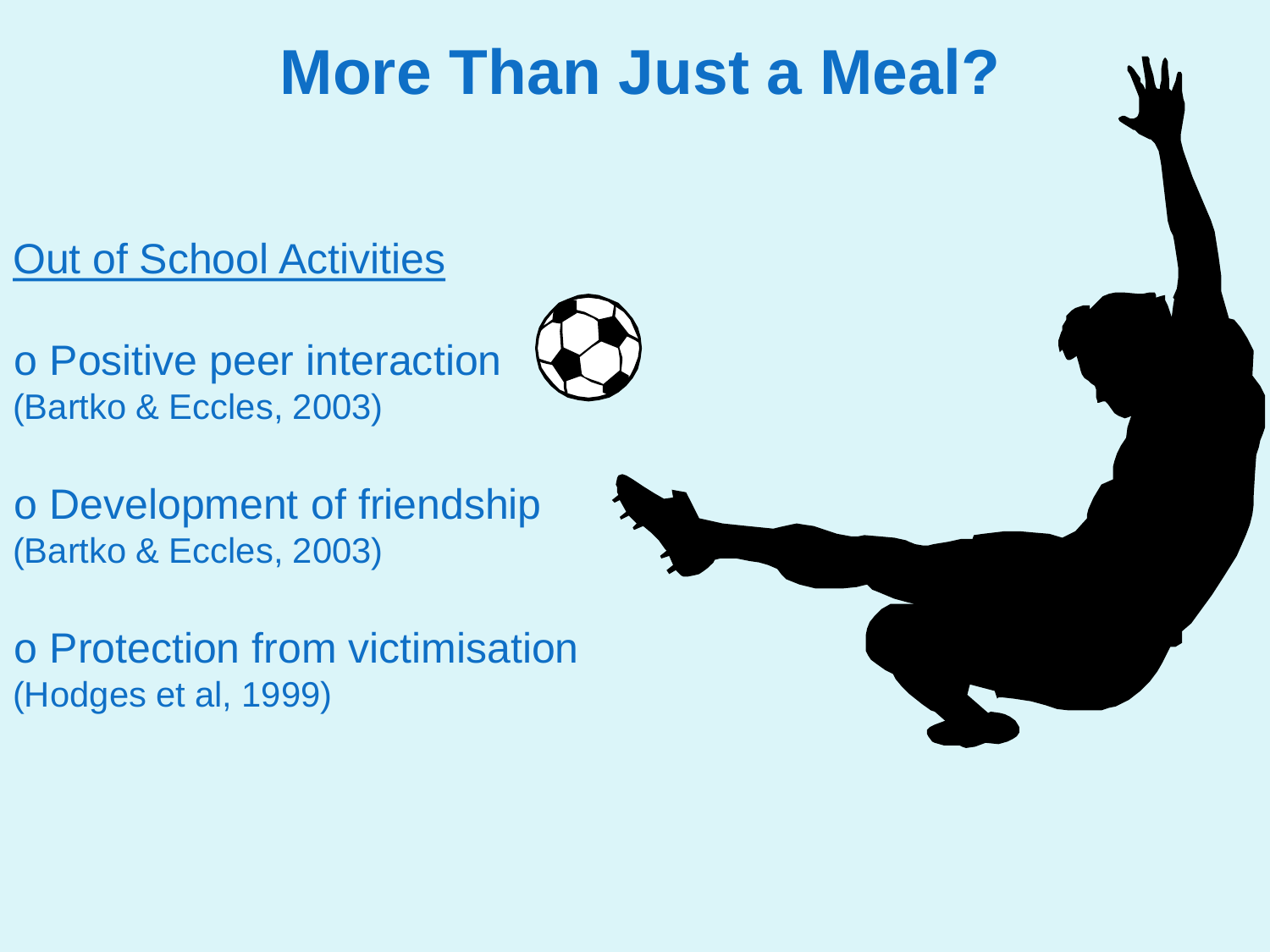# More Than Just a Meal?

Out of School Activities

- Positive peer interaction
(Bartko & Eccles, 2003)

- Development of friendship
(Bartko & Eccles, 2003)

- Protection from victimisation
(Hodges et al, 1999)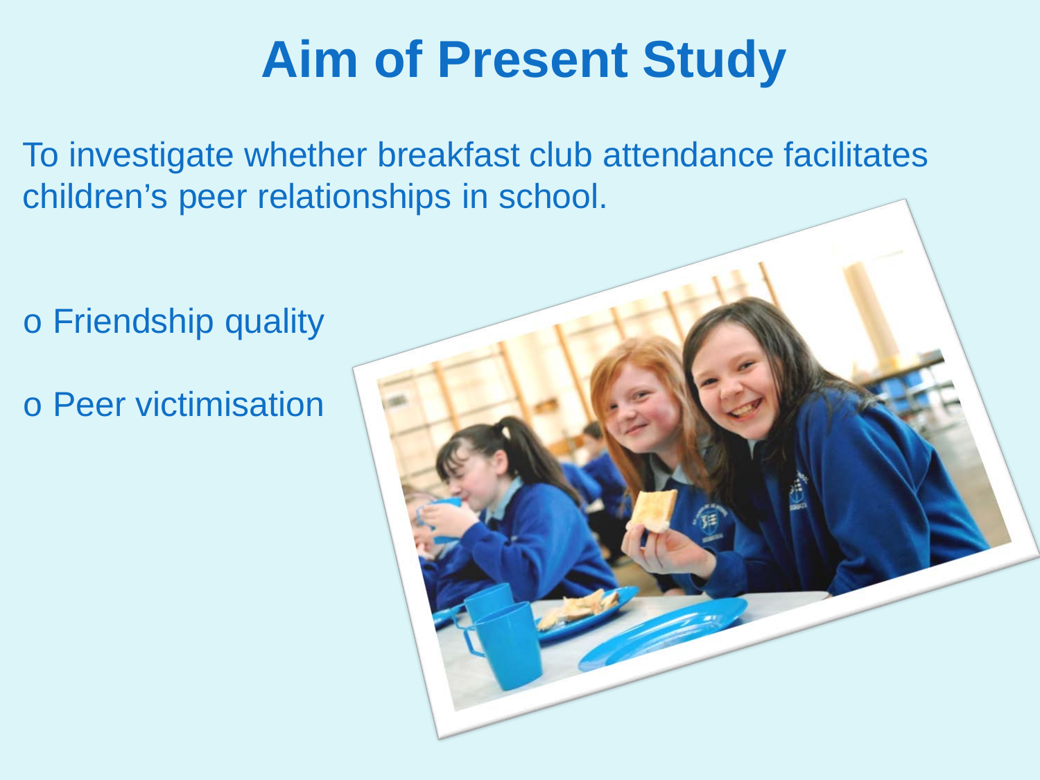# Aim of Present Study

To investigate whether breakfast club attendance facilitates children's peer relationships in school.

- Friendship quality
- Peer victimisation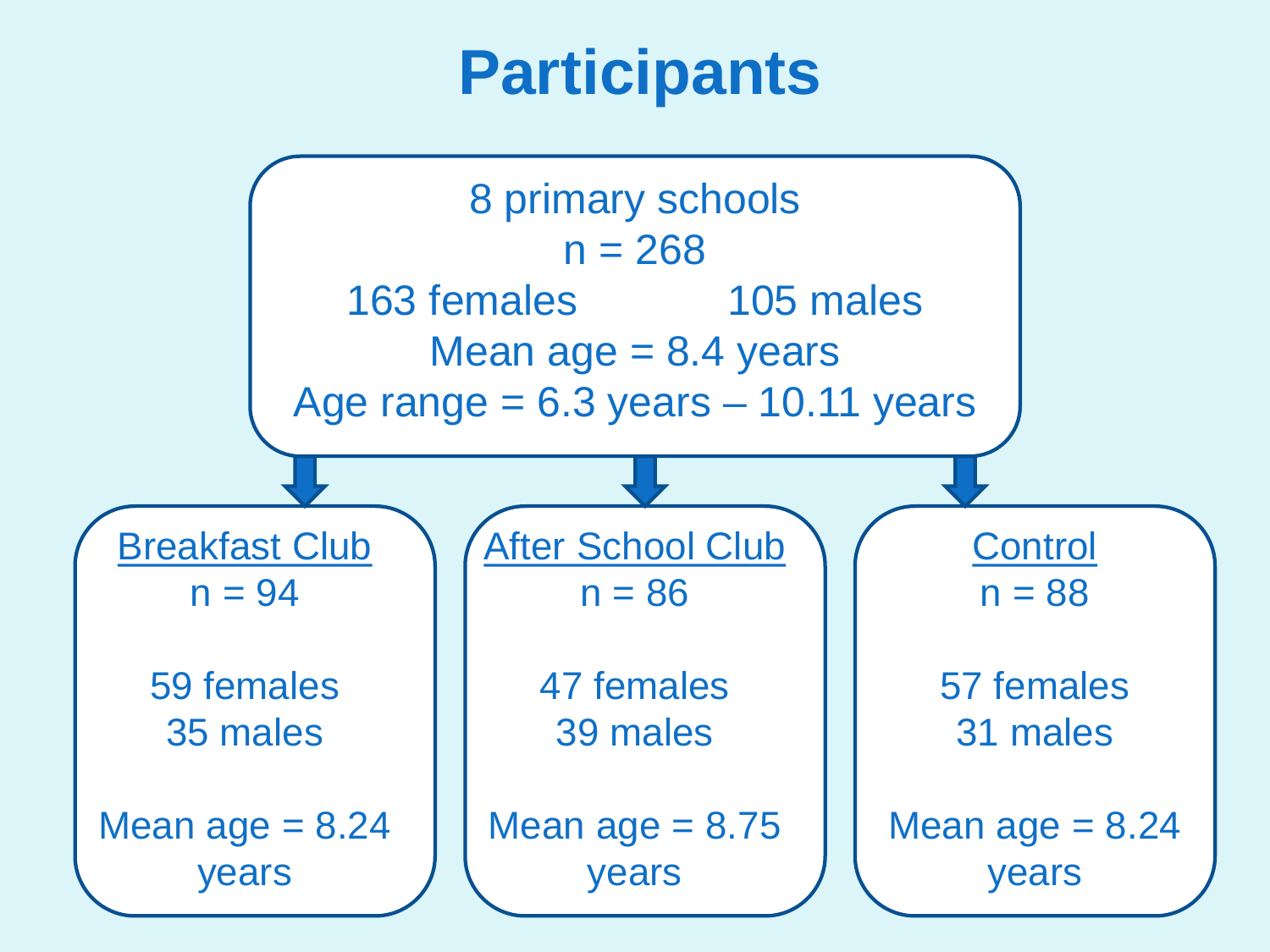# Participants

8 primary schools
n = 268
163 females 105 males
Mean age = 8.4 years
Age range = 6.3 years – 10.11 years

**Breakfast Club**
n = 94

59 females
35 males

Mean age = 8.24 years

**After School Club**
n = 86

47 females
39 males

Mean age = 8.75 years

**Control**
n = 88

57 females
31 males

Mean age = 8.24 years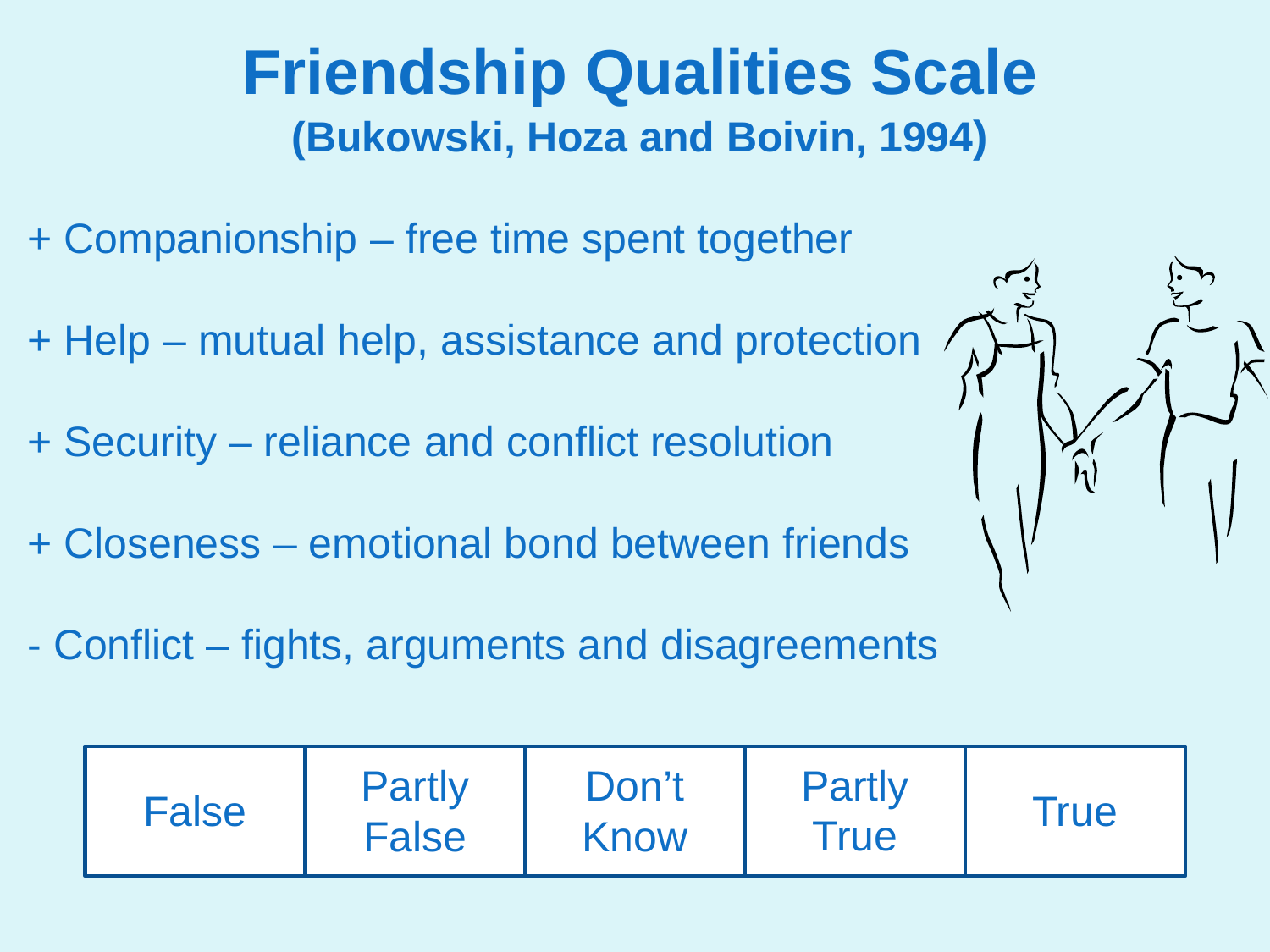# Friendship Qualities Scale

## (Bukowski, Hoza and Boivin, 1994)

+ Companionship – free time spent together

+ Help – mutual help, assistance and protection

+ Security – reliance and conflict resolution

+ Closeness – emotional bond between friends

- Conflict – fights, arguments and disagreements

| False | Partly False | Don't Know | Partly True | True |
| --- | --- | --- | --- | --- |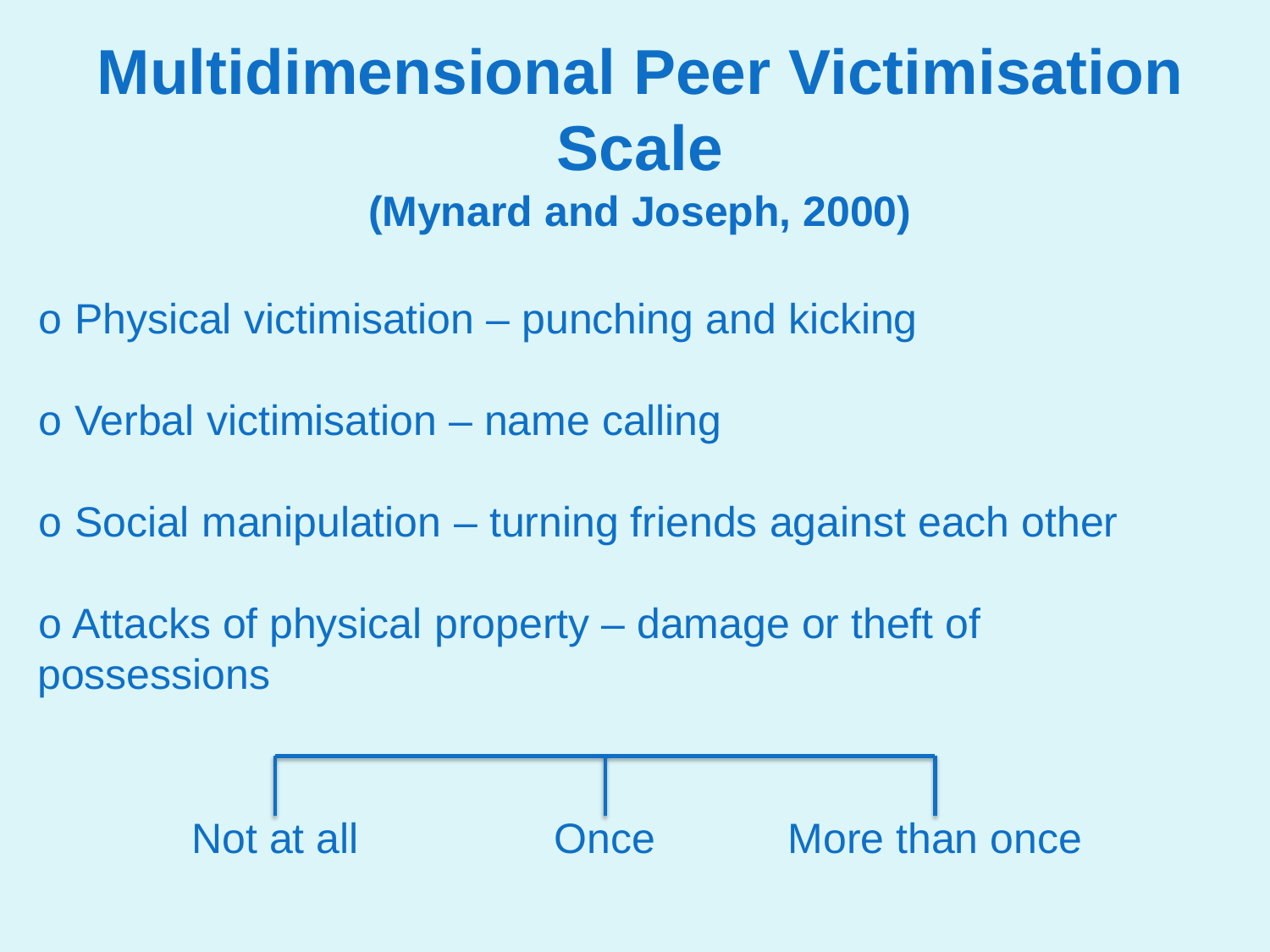# Multidimensional Peer Victimisation Scale

**(Mynard and Joseph, 2000)**

- Physical victimisation – punching and kicking
- Verbal victimisation – name calling
- Social manipulation – turning friends against each other
- Attacks of physical property – damage or theft of possessions

Not at all — Once — More than once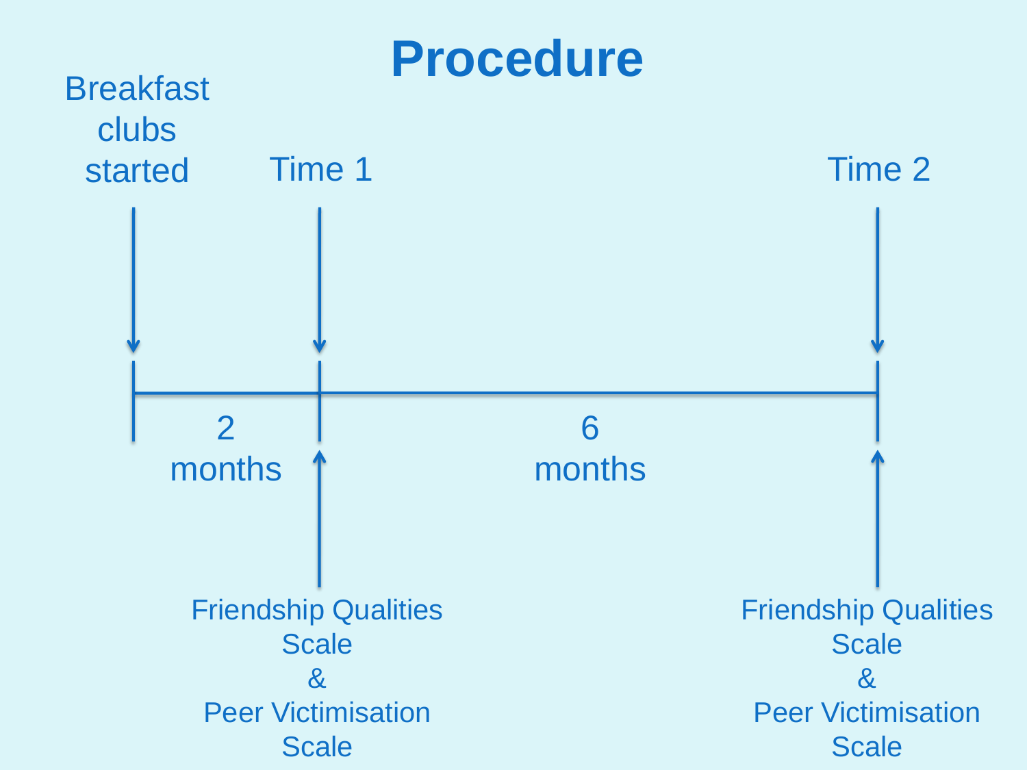# Procedure

Breakfast clubs started

Time 1

Time 2

2 months

6 months

Friendship Qualities Scale & Peer Victimisation Scale

Friendship Qualities Scale & Peer Victimisation Scale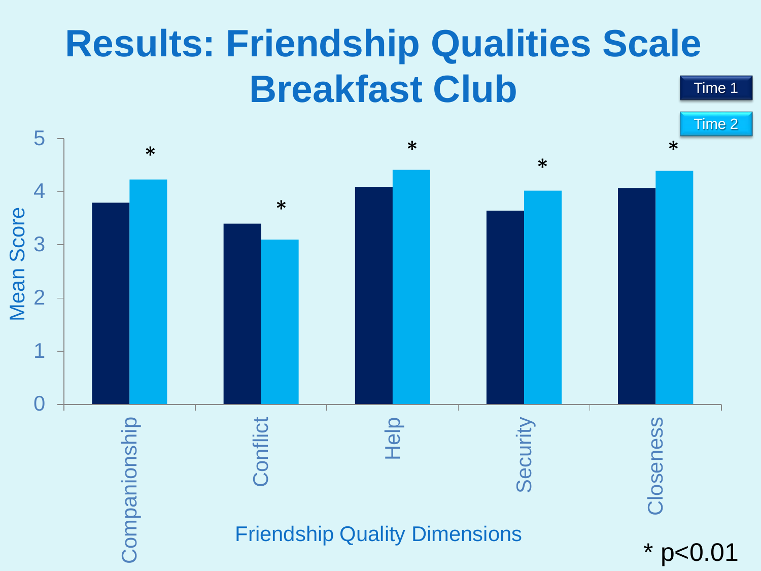# Results: Friendship Qualities Scale Breakfast Club

Legend: Time 1, Time 2

Mean Score (y-axis: 0–5)

Friendship Quality Dimensions: Companionship *, Conflict *, Help *, Security *, Closeness *

* p<0.01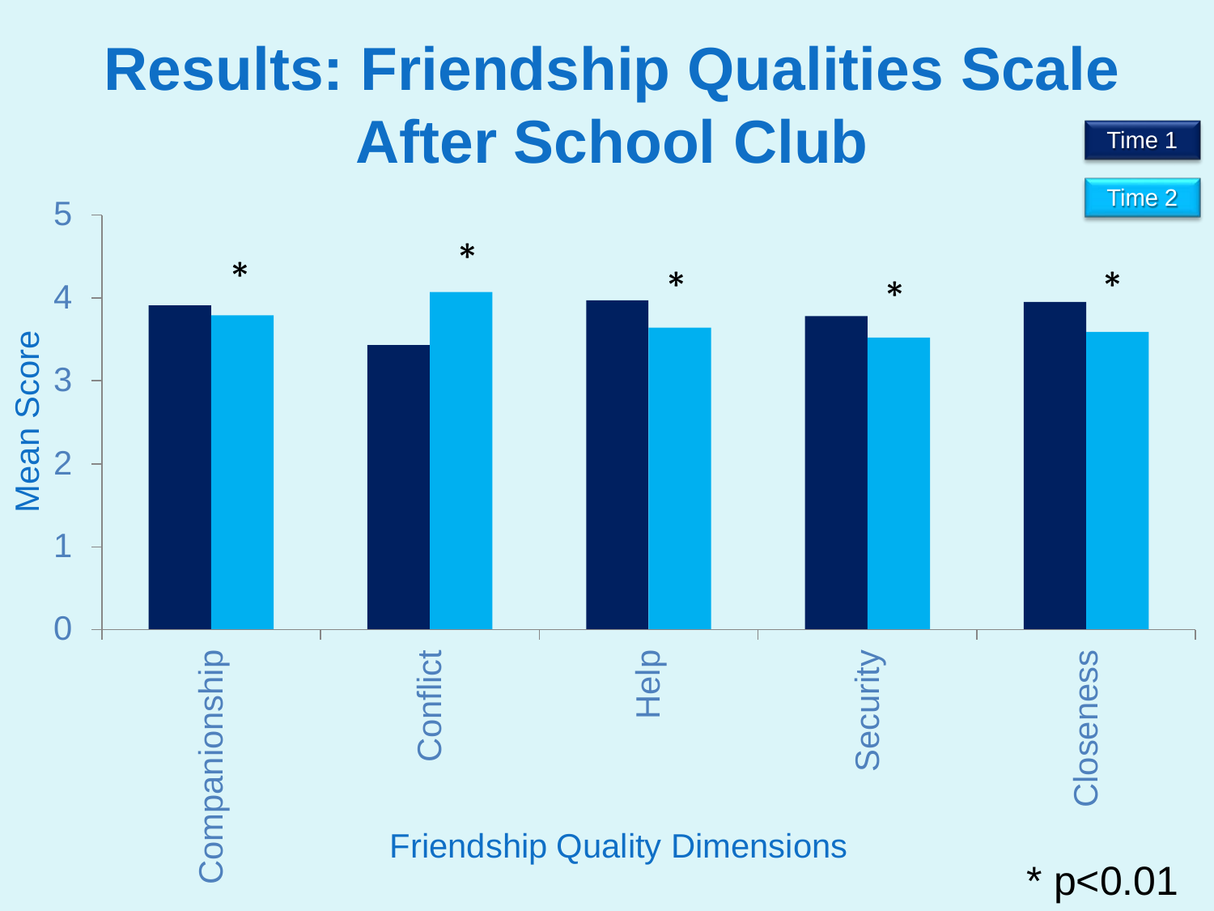# Results: Friendship Qualities Scale After School Club

Time 1

Time 2

Mean Score

5
4
3
2
1
0

Companionship *

Conflict *

Help *

Security *

Closeness *

Friendship Quality Dimensions

* $p<0.01$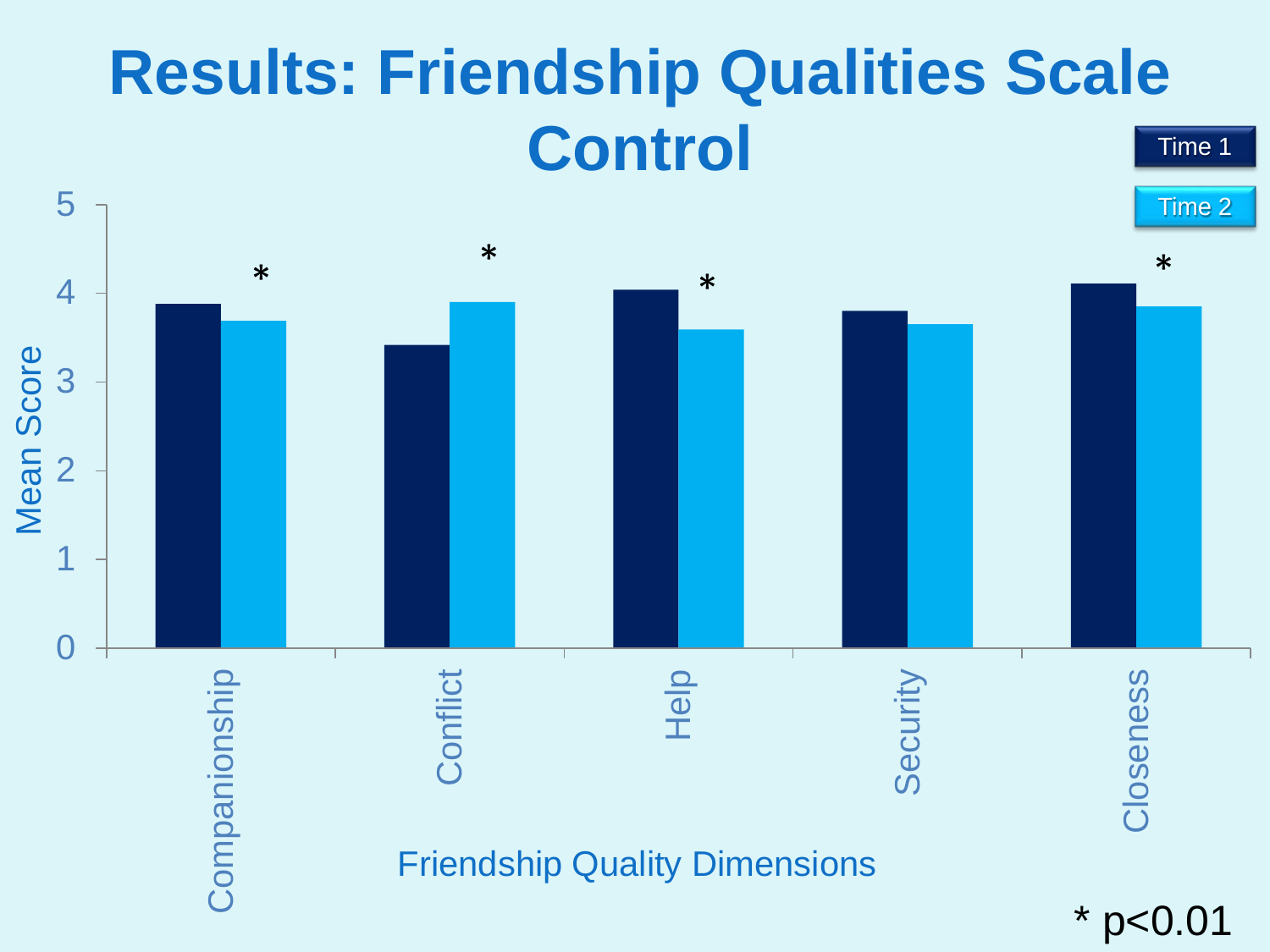# Results: Friendship Qualities Scale Control

Legend: Time 1, Time 2

Mean Score (y-axis: 0–5)

Friendship Quality Dimensions: Companionship *, Conflict *, Help *, Security, Closeness *

* p<0.01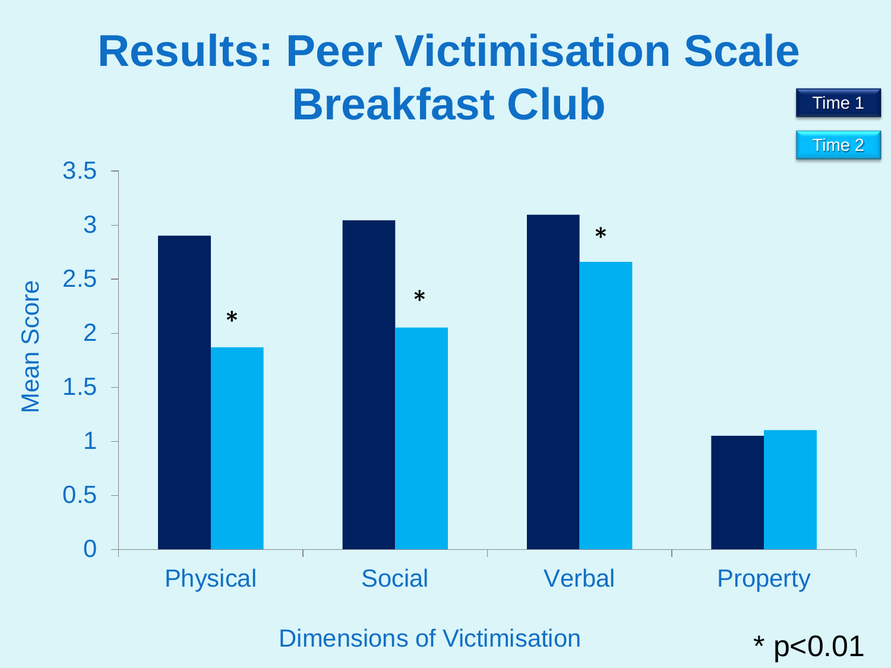# Results: Peer Victimisation Scale Breakfast Club

Time 1

Time 2

Mean Score

3.5
3
2.5
2
1.5
1
0.5
0

Physical * | Social * | Verbal * | Property

Dimensions of Victimisation

* p<0.01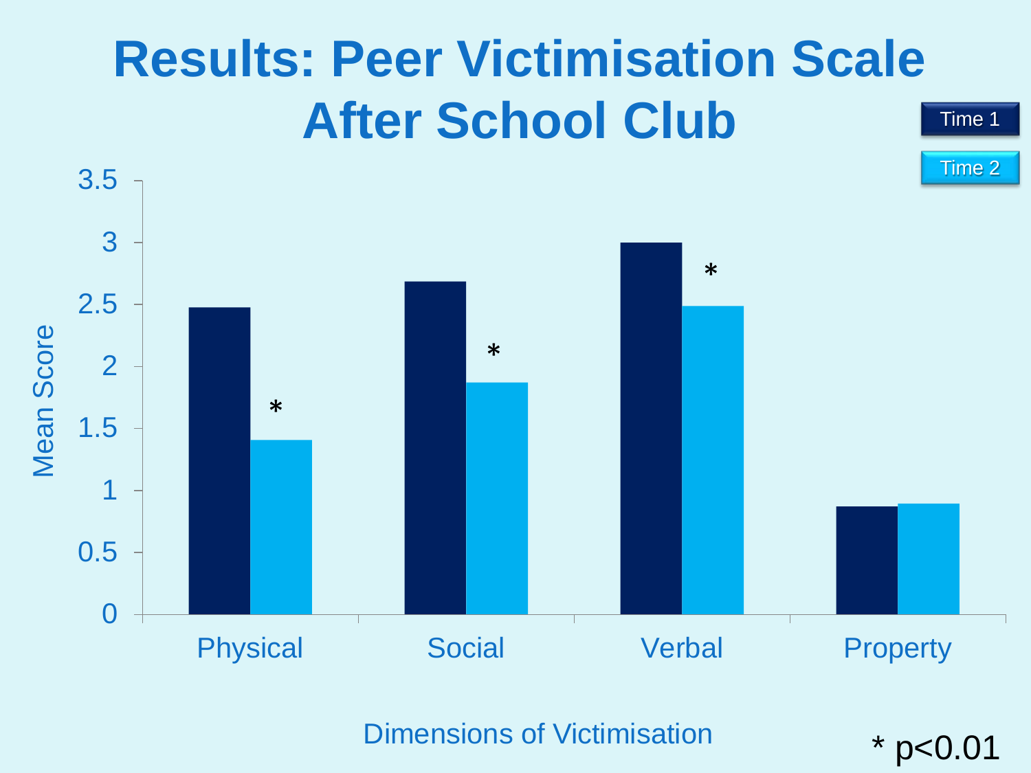# Results: Peer Victimisation Scale After School Club

Time 1

Time 2

Mean Score

3.5
3
2.5
2
1.5
1
0.5
0

*

*

*

Physical Social Verbal Property

Dimensions of Victimisation

* $p<0.01$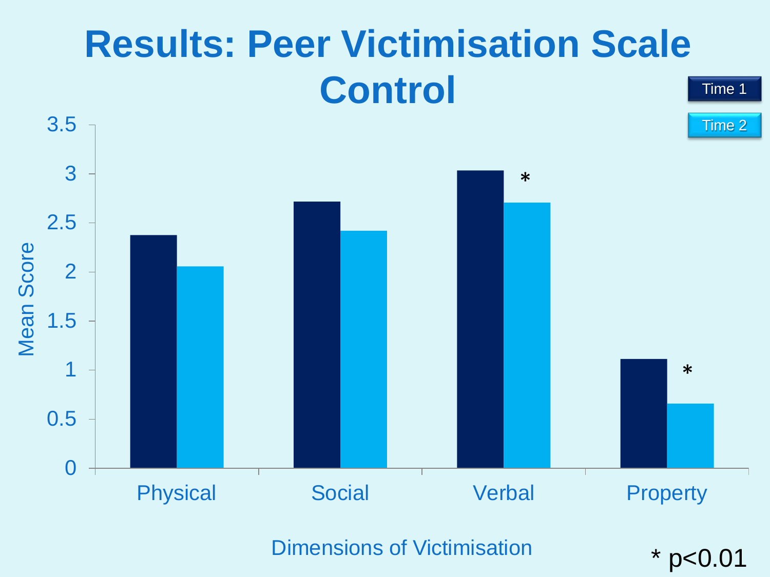# Results: Peer Victimisation Scale Control

Mean Score

| Dimensions of Victimisation | Time 1 | Time 2 |
|---|---|---|
| Physical | 2.37 | 2.05 |
| Social | 2.71 | 2.41 |
| Verbal | 3.03 | 2.70 * |
| Property | 1.11 | 0.65 * |

* p<0.01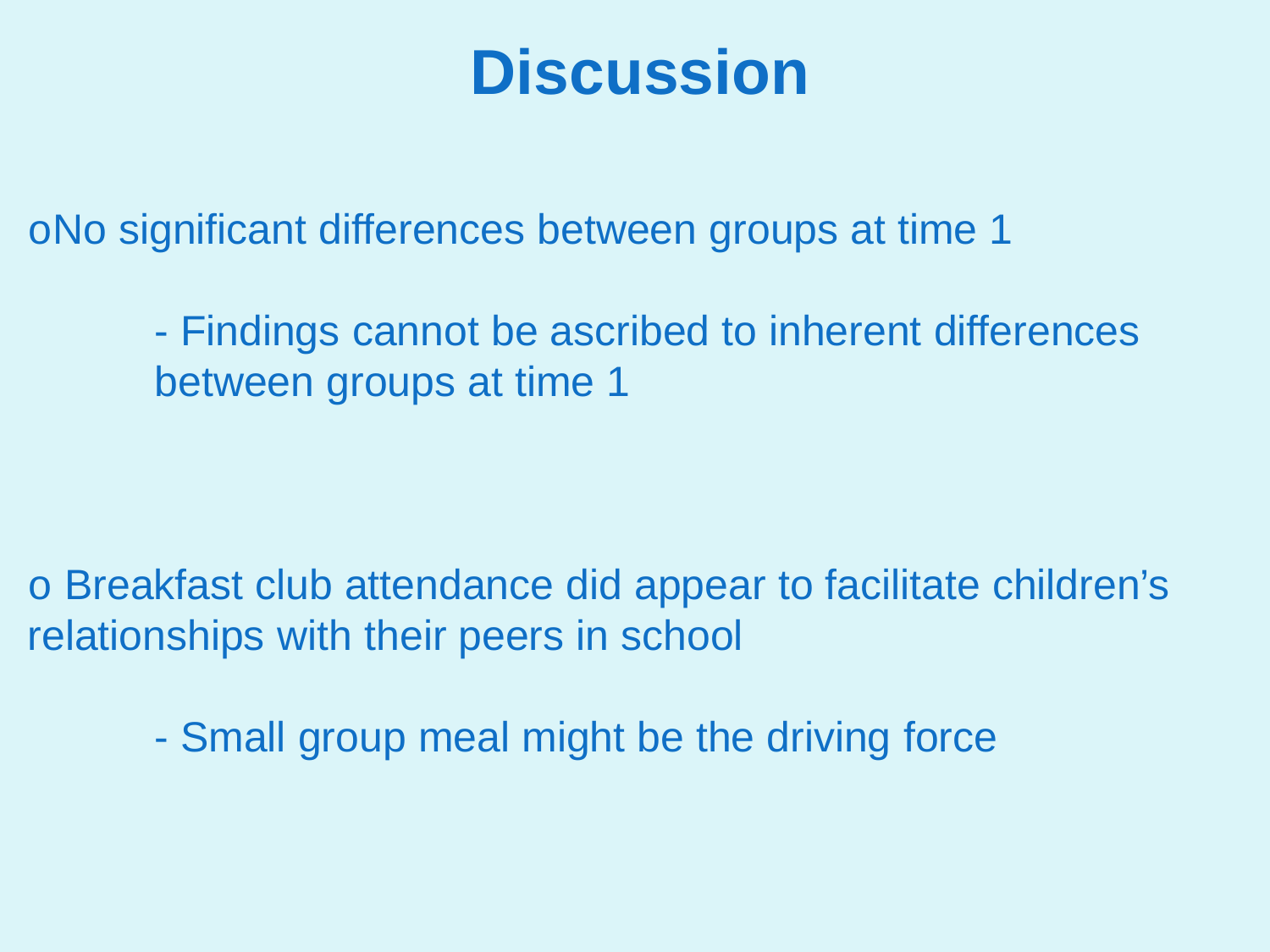# Discussion

o No significant differences between groups at time 1

- Findings cannot be ascribed to inherent differences between groups at time 1

o Breakfast club attendance did appear to facilitate children's relationships with their peers in school

- Small group meal might be the driving force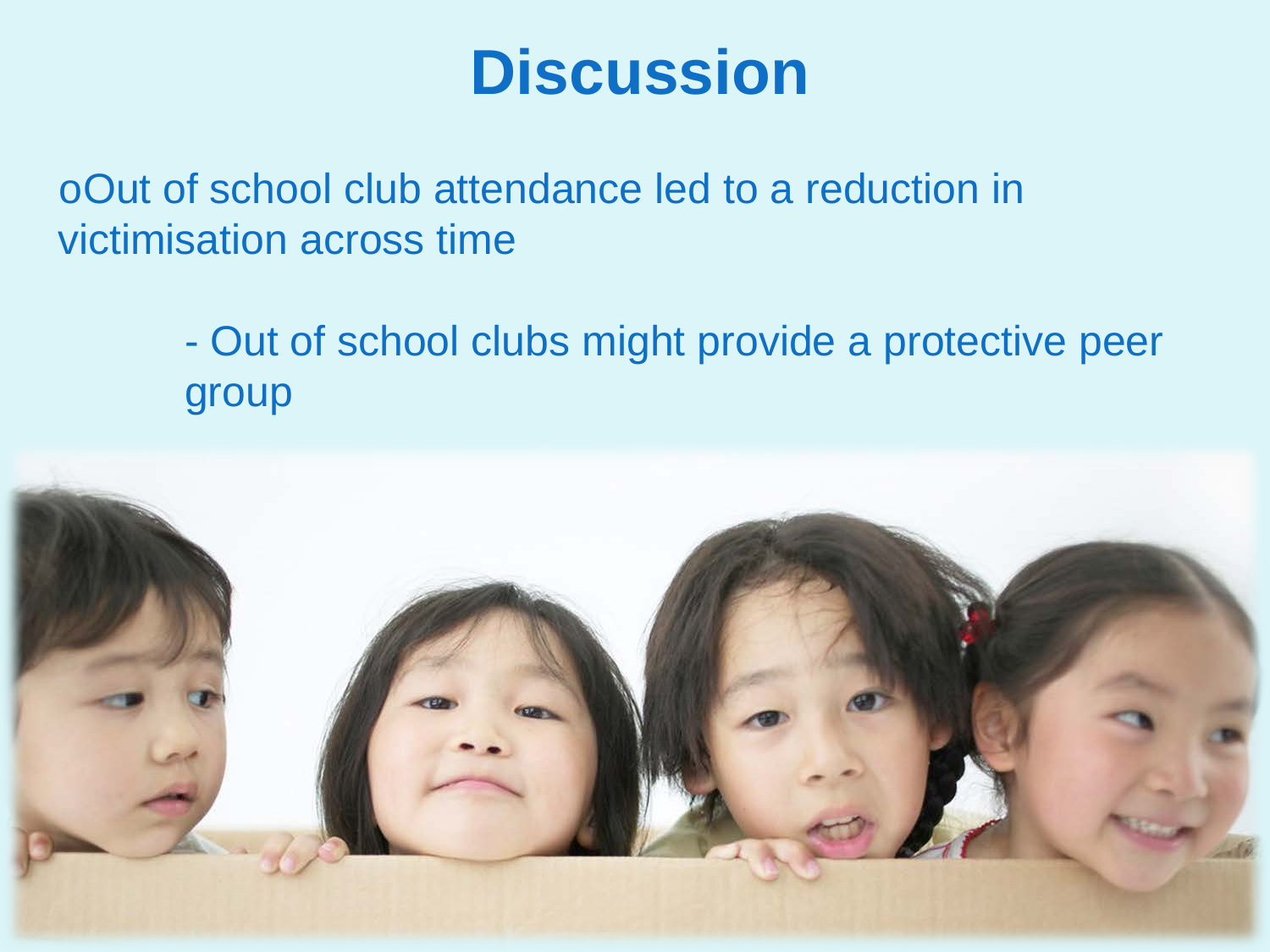# Discussion

- Out of school club attendance led to a reduction in victimisation across time

  - Out of school clubs might provide a protective peer group